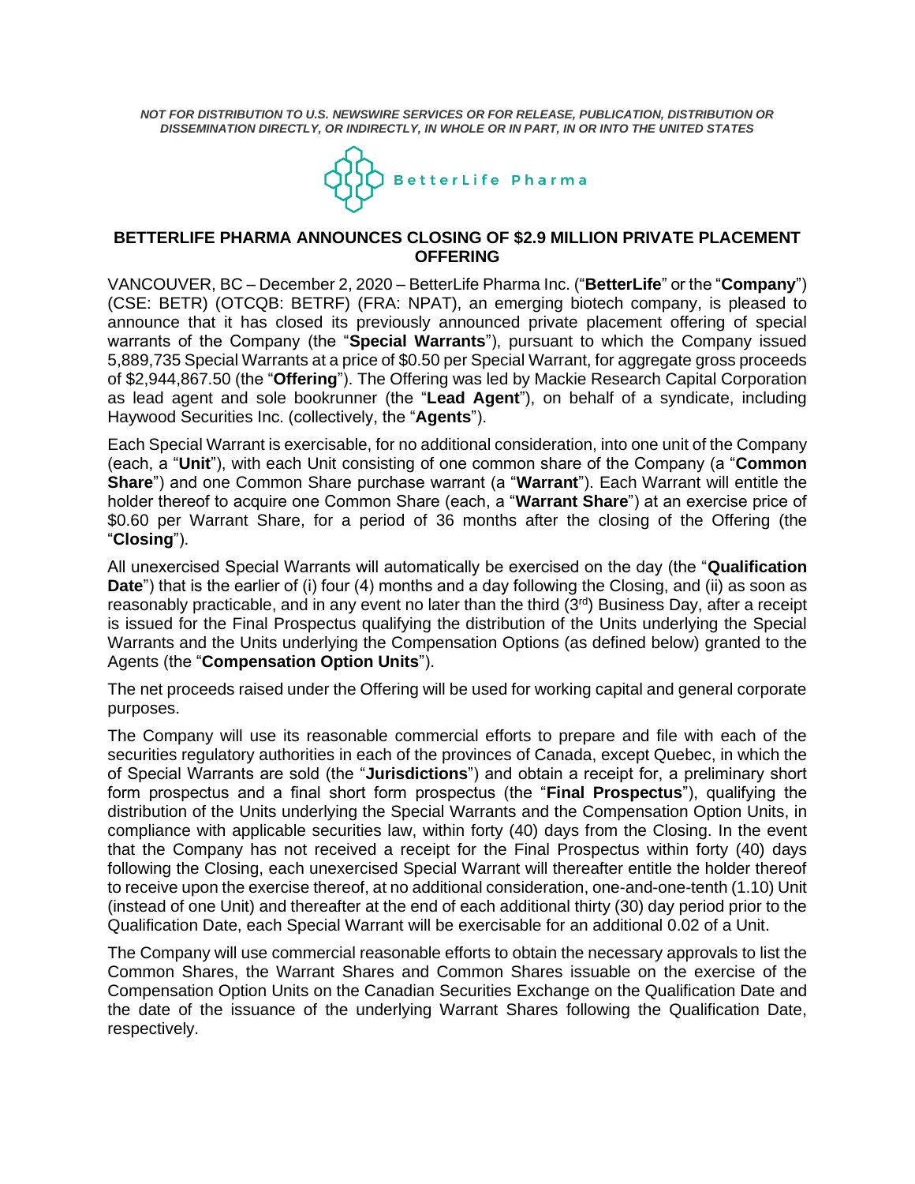***NOT FOR DISTRIBUTION TO U.S. NEWSWIRE SERVICES OR FOR RELEASE, PUBLICATION, DISTRIBUTION OR DISSEMINATION DIRECTLY, OR INDIRECTLY, IN WHOLE OR IN PART, IN OR INTO THE UNITED STATES***

BetterLife Pharma

# BETTERLIFE PHARMA ANNOUNCES CLOSING OF $2.9 MILLION PRIVATE PLACEMENT OFFERING

VANCOUVER, BC – December 2, 2020 – BetterLife Pharma Inc. ("**BetterLife**" or the "**Company**") (CSE: BETR) (OTCQB: BETRF) (FRA: NPAT), an emerging biotech company, is pleased to announce that it has closed its previously announced private placement offering of special warrants of the Company (the "**Special Warrants**"), pursuant to which the Company issued 5,889,735 Special Warrants at a price of $0.50 per Special Warrant, for aggregate gross proceeds of $2,944,867.50 (the "**Offering**"). The Offering was led by Mackie Research Capital Corporation as lead agent and sole bookrunner (the "**Lead Agent**"), on behalf of a syndicate, including Haywood Securities Inc. (collectively, the "**Agents**").

Each Special Warrant is exercisable, for no additional consideration, into one unit of the Company (each, a "**Unit**"), with each Unit consisting of one common share of the Company (a "**Common Share**") and one Common Share purchase warrant (a "**Warrant**"). Each Warrant will entitle the holder thereof to acquire one Common Share (each, a "**Warrant Share**") at an exercise price of $0.60 per Warrant Share, for a period of 36 months after the closing of the Offering (the "**Closing**").

All unexercised Special Warrants will automatically be exercised on the day (the "**Qualification Date**") that is the earlier of (i) four (4) months and a day following the Closing, and (ii) as soon as reasonably practicable, and in any event no later than the third (3rd) Business Day, after a receipt is issued for the Final Prospectus qualifying the distribution of the Units underlying the Special Warrants and the Units underlying the Compensation Options (as defined below) granted to the Agents (the "**Compensation Option Units**").

The net proceeds raised under the Offering will be used for working capital and general corporate purposes.

The Company will use its reasonable commercial efforts to prepare and file with each of the securities regulatory authorities in each of the provinces of Canada, except Quebec, in which the of Special Warrants are sold (the "**Jurisdictions**") and obtain a receipt for, a preliminary short form prospectus and a final short form prospectus (the "**Final Prospectus**"), qualifying the distribution of the Units underlying the Special Warrants and the Compensation Option Units, in compliance with applicable securities law, within forty (40) days from the Closing. In the event that the Company has not received a receipt for the Final Prospectus within forty (40) days following the Closing, each unexercised Special Warrant will thereafter entitle the holder thereof to receive upon the exercise thereof, at no additional consideration, one-and-one-tenth (1.10) Unit (instead of one Unit) and thereafter at the end of each additional thirty (30) day period prior to the Qualification Date, each Special Warrant will be exercisable for an additional 0.02 of a Unit.

The Company will use commercial reasonable efforts to obtain the necessary approvals to list the Common Shares, the Warrant Shares and Common Shares issuable on the exercise of the Compensation Option Units on the Canadian Securities Exchange on the Qualification Date and the date of the issuance of the underlying Warrant Shares following the Qualification Date, respectively.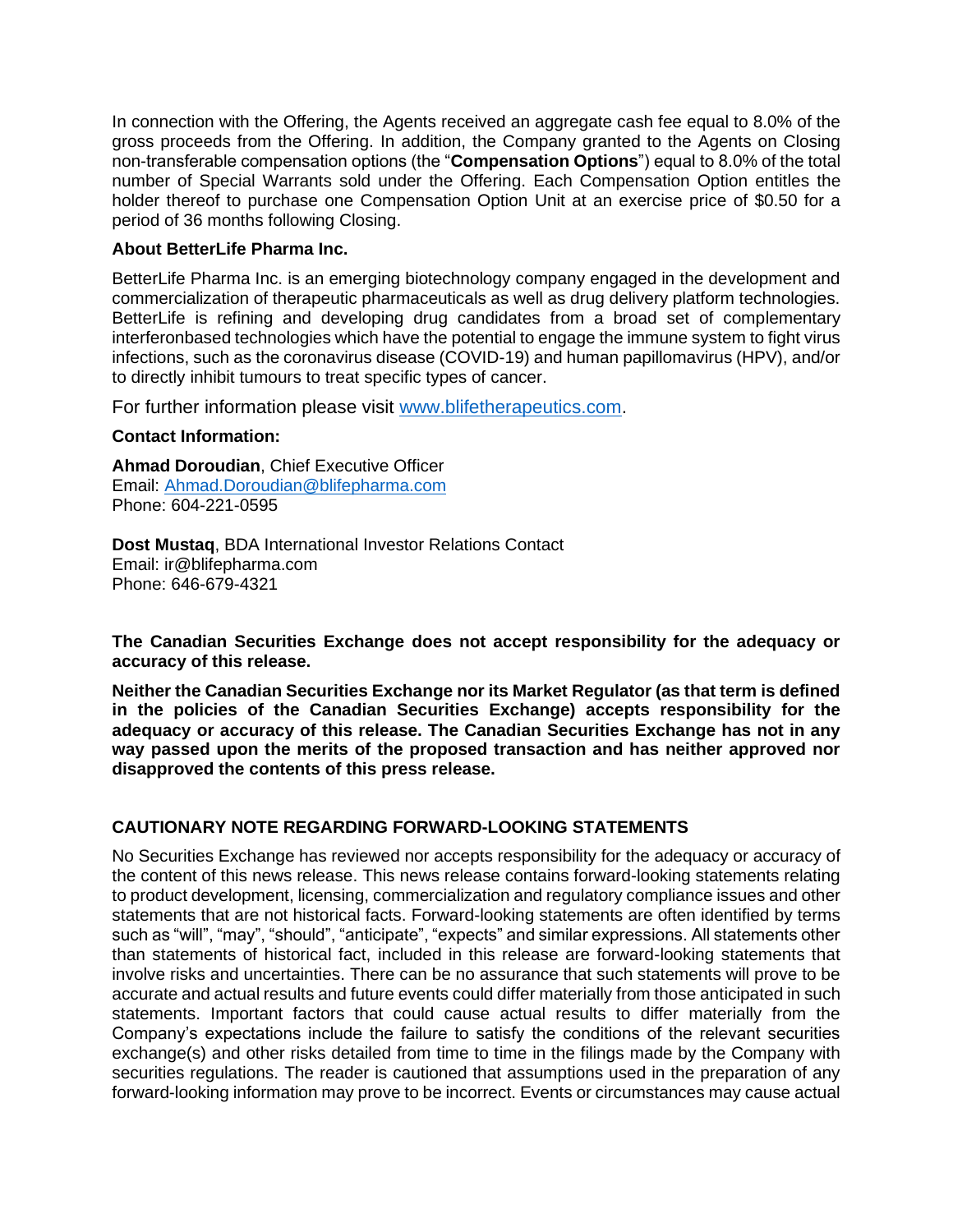In connection with the Offering, the Agents received an aggregate cash fee equal to 8.0% of the gross proceeds from the Offering. In addition, the Company granted to the Agents on Closing non-transferable compensation options (the "**Compensation Options**") equal to 8.0% of the total number of Special Warrants sold under the Offering. Each Compensation Option entitles the holder thereof to purchase one Compensation Option Unit at an exercise price of $0.50 for a period of 36 months following Closing.

**About BetterLife Pharma Inc.**

BetterLife Pharma Inc. is an emerging biotechnology company engaged in the development and commercialization of therapeutic pharmaceuticals as well as drug delivery platform technologies. BetterLife is refining and developing drug candidates from a broad set of complementary interferonbased technologies which have the potential to engage the immune system to fight virus infections, such as the coronavirus disease (COVID-19) and human papillomavirus (HPV), and/or to directly inhibit tumours to treat specific types of cancer.

For further information please visit [www.blifetherapeutics.com](www.blifetherapeutics.com).

**Contact Information:**

**Ahmad Doroudian**, Chief Executive Officer
Email: [Ahmad.Doroudian@blifepharma.com](mailto:Ahmad.Doroudian@blifepharma.com)
Phone: 604-221-0595

**Dost Mustaq**, BDA International Investor Relations Contact
Email: ir@blifepharma.com
Phone: 646-679-4321

**The Canadian Securities Exchange does not accept responsibility for the adequacy or accuracy of this release.**

**Neither the Canadian Securities Exchange nor its Market Regulator (as that term is defined in the policies of the Canadian Securities Exchange) accepts responsibility for the adequacy or accuracy of this release. The Canadian Securities Exchange has not in any way passed upon the merits of the proposed transaction and has neither approved nor disapproved the contents of this press release.**

**CAUTIONARY NOTE REGARDING FORWARD-LOOKING STATEMENTS**

No Securities Exchange has reviewed nor accepts responsibility for the adequacy or accuracy of the content of this news release. This news release contains forward-looking statements relating to product development, licensing, commercialization and regulatory compliance issues and other statements that are not historical facts. Forward-looking statements are often identified by terms such as "will", "may", "should", "anticipate", "expects" and similar expressions. All statements other than statements of historical fact, included in this release are forward-looking statements that involve risks and uncertainties. There can be no assurance that such statements will prove to be accurate and actual results and future events could differ materially from those anticipated in such statements. Important factors that could cause actual results to differ materially from the Company's expectations include the failure to satisfy the conditions of the relevant securities exchange(s) and other risks detailed from time to time in the filings made by the Company with securities regulations. The reader is cautioned that assumptions used in the preparation of any forward-looking information may prove to be incorrect. Events or circumstances may cause actual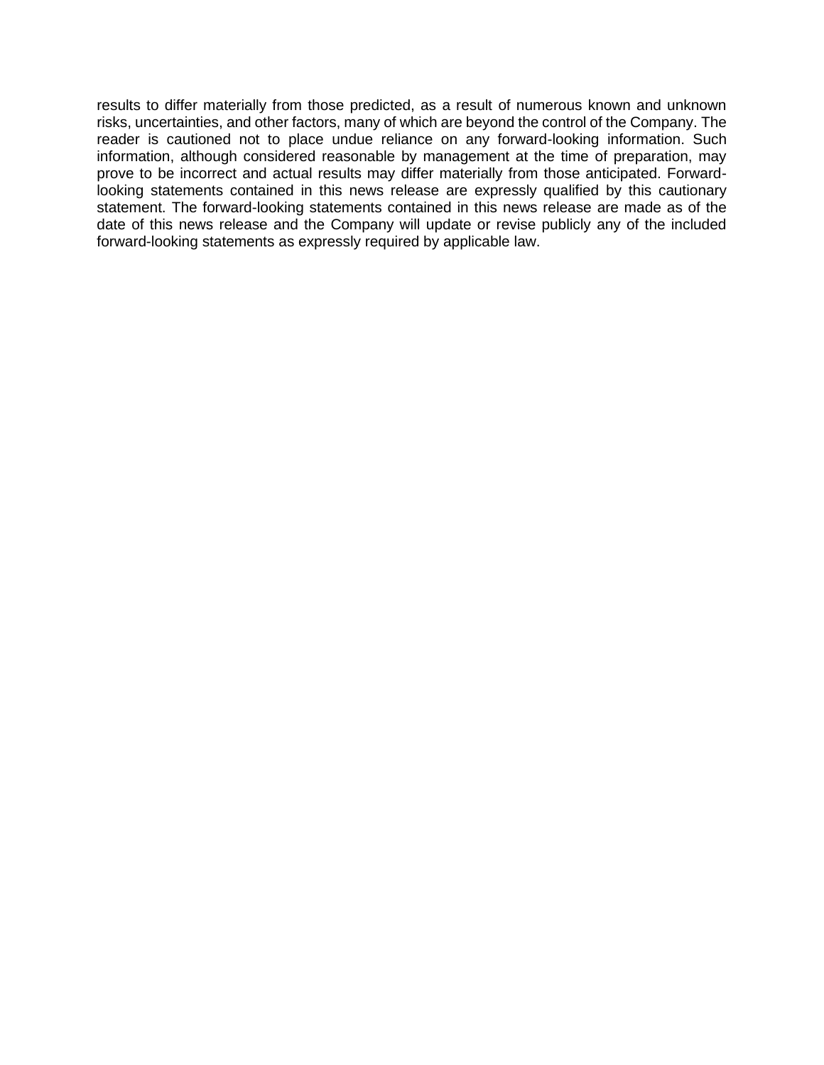results to differ materially from those predicted, as a result of numerous known and unknown risks, uncertainties, and other factors, many of which are beyond the control of the Company. The reader is cautioned not to place undue reliance on any forward-looking information. Such information, although considered reasonable by management at the time of preparation, may prove to be incorrect and actual results may differ materially from those anticipated. Forward-looking statements contained in this news release are expressly qualified by this cautionary statement. The forward-looking statements contained in this news release are made as of the date of this news release and the Company will update or revise publicly any of the included forward-looking statements as expressly required by applicable law.